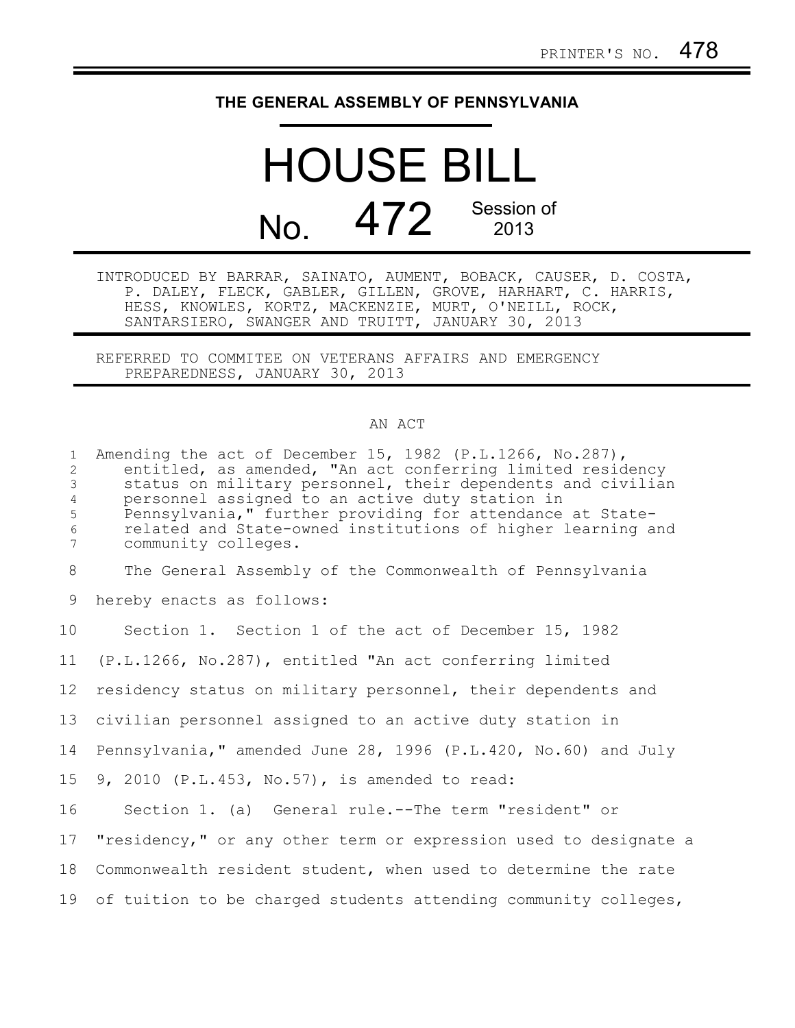PRINTER'S NO. 478

# THE GENERAL ASSEMBLY OF PENNSYLVANIA

# HOUSE BILL

## No. 472 Session of 2013

INTRODUCED BY BARRAR, SAINATO, AUMENT, BOBACK, CAUSER, D. COSTA, P. DALEY, FLECK, GABLER, GILLEN, GROVE, HARHART, C. HARRIS, HESS, KNOWLES, KORTZ, MACKENZIE, MURT, O'NEILL, ROCK, SANTARSIERO, SWANGER AND TRUITT, JANUARY 30, 2013

REFERRED TO COMMITEE ON VETERANS AFFAIRS AND EMERGENCY PREPAREDNESS, JANUARY 30, 2013

AN ACT

Amending the act of December 15, 1982 (P.L.1266, No.287), entitled, as amended, "An act conferring limited residency status on military personnel, their dependents and civilian personnel assigned to an active duty station in Pennsylvania," further providing for attendance at State-related and State-owned institutions of higher learning and community colleges.

The General Assembly of the Commonwealth of Pennsylvania hereby enacts as follows:

Section 1. Section 1 of the act of December 15, 1982 (P.L.1266, No.287), entitled "An act conferring limited residency status on military personnel, their dependents and civilian personnel assigned to an active duty station in Pennsylvania," amended June 28, 1996 (P.L.420, No.60) and July 9, 2010 (P.L.453, No.57), is amended to read:

Section 1. (a) General rule.--The term "resident" or "residency," or any other term or expression used to designate a Commonwealth resident student, when used to determine the rate of tuition to be charged students attending community colleges,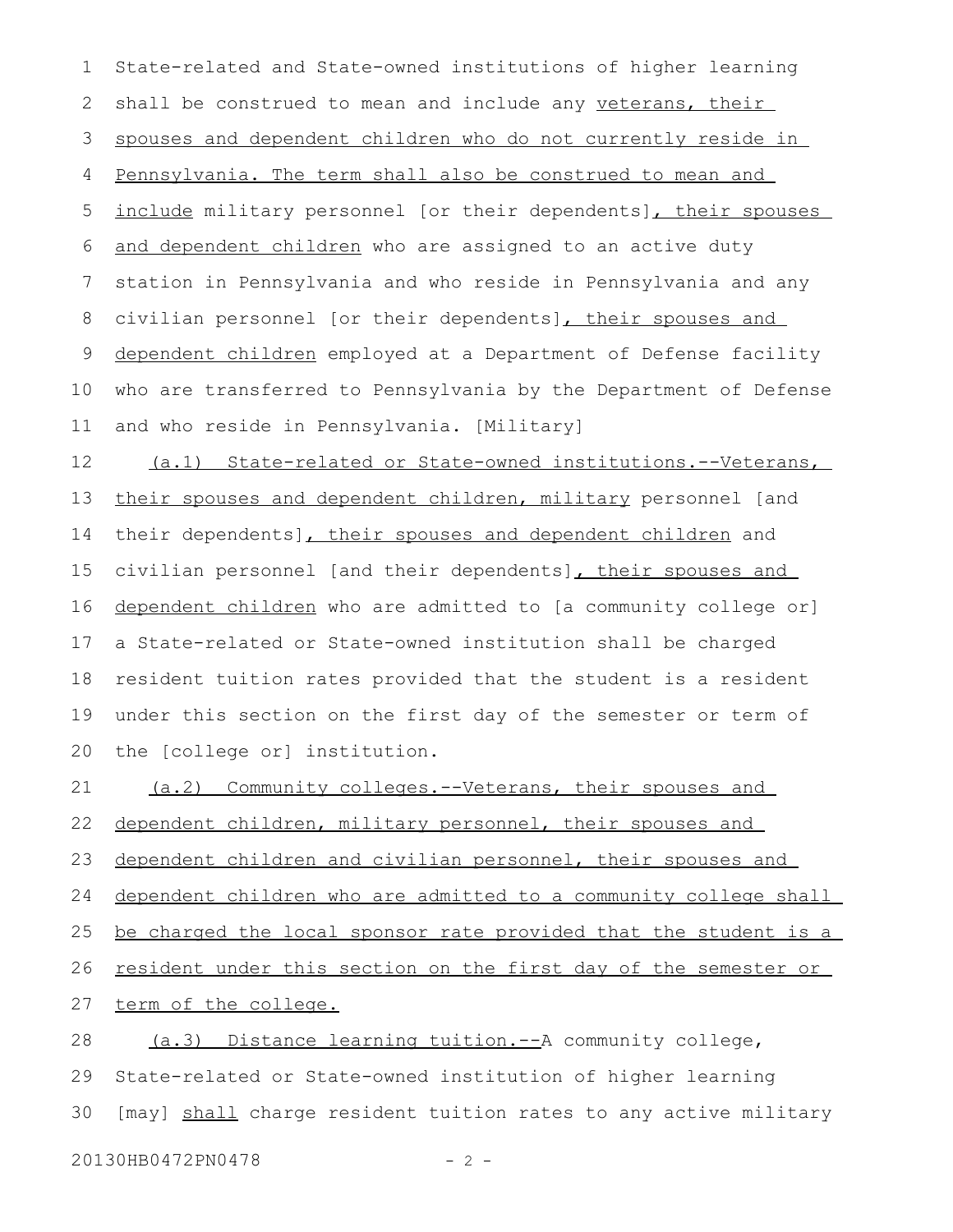State-related and State-owned institutions of higher learning shall be construed to mean and include any veterans, their spouses and dependent children who do not currently reside in Pennsylvania. The term shall also be construed to mean and include military personnel [or their dependents], their spouses and dependent children who are assigned to an active duty station in Pennsylvania and who reside in Pennsylvania and any civilian personnel [or their dependents], their spouses and dependent children employed at a Department of Defense facility who are transferred to Pennsylvania by the Department of Defense and who reside in Pennsylvania. [Military]

(a.1) State-related or State-owned institutions.--Veterans, their spouses and dependent children, military personnel [and their dependents], their spouses and dependent children and civilian personnel [and their dependents], their spouses and dependent children who are admitted to [a community college or] a State-related or State-owned institution shall be charged resident tuition rates provided that the student is a resident under this section on the first day of the semester or term of the [college or] institution.

(a.2) Community colleges.--Veterans, their spouses and dependent children, military personnel, their spouses and dependent children and civilian personnel, their spouses and dependent children who are admitted to a community college shall be charged the local sponsor rate provided that the student is a resident under this section on the first day of the semester or term of the college.

(a.3) Distance learning tuition.--A community college, State-related or State-owned institution of higher learning [may] shall charge resident tuition rates to any active military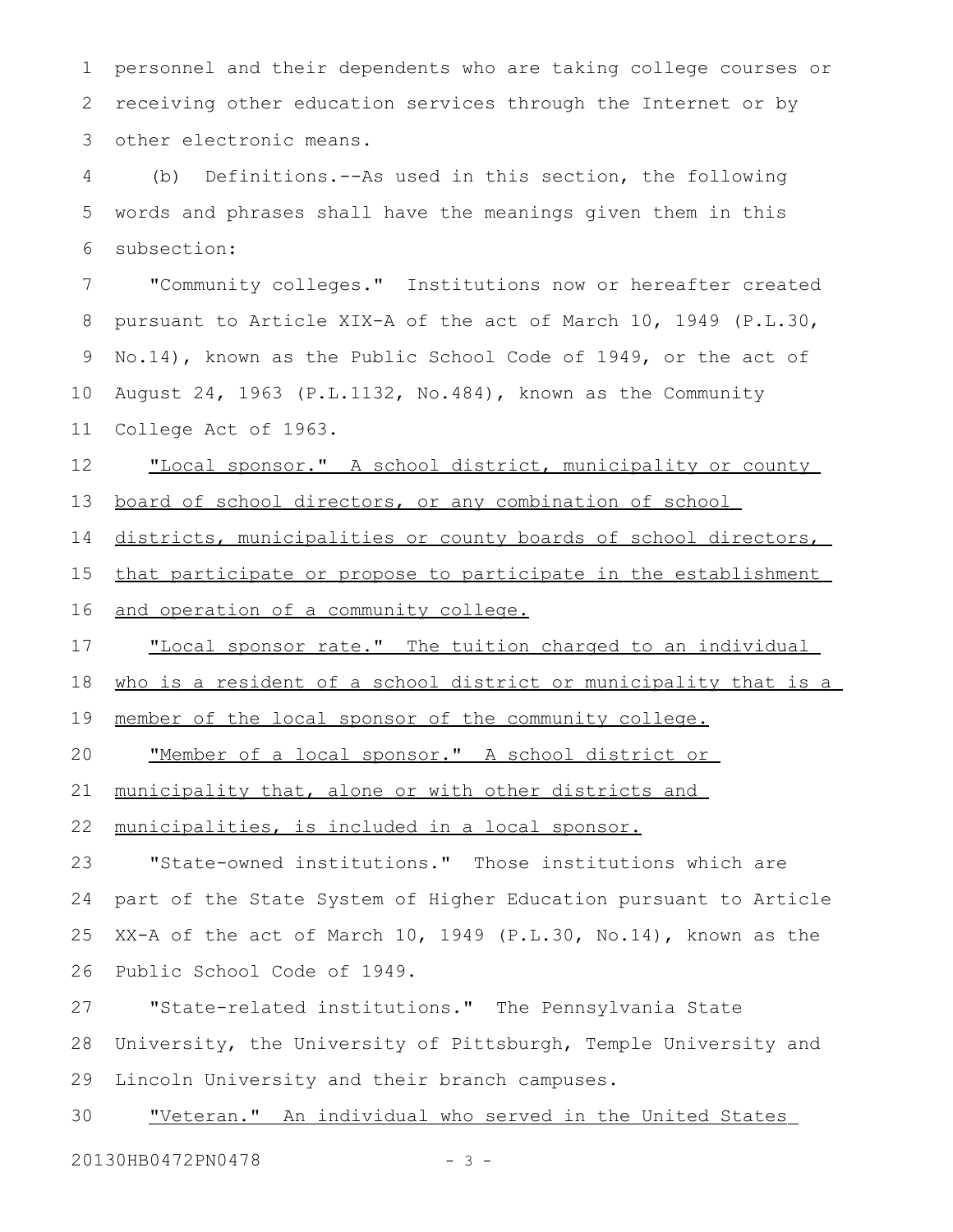personnel and their dependents who are taking college courses or receiving other education services through the Internet or by other electronic means.

(b) Definitions.--As used in this section, the following words and phrases shall have the meanings given them in this subsection:

"Community colleges." Institutions now or hereafter created pursuant to Article XIX-A of the act of March 10, 1949 (P.L.30, No.14), known as the Public School Code of 1949, or the act of August 24, 1963 (P.L.1132, No.484), known as the Community College Act of 1963.

<u>"Local sponsor." A school district, municipality or county board of school directors, or any combination of school districts, municipalities or county boards of school directors, that participate or propose to participate in the establishment and operation of a community college.</u>

<u>"Local sponsor rate." The tuition charged to an individual who is a resident of a school district or municipality that is a member of the local sponsor of the community college.</u>

<u>"Member of a local sponsor." A school district or municipality that, alone or with other districts and municipalities, is included in a local sponsor.</u>

"State-owned institutions." Those institutions which are part of the State System of Higher Education pursuant to Article XX-A of the act of March 10, 1949 (P.L.30, No.14), known as the Public School Code of 1949.

"State-related institutions." The Pennsylvania State University, the University of Pittsburgh, Temple University and Lincoln University and their branch campuses.

<u>"Veteran." An individual who served in the United States</u>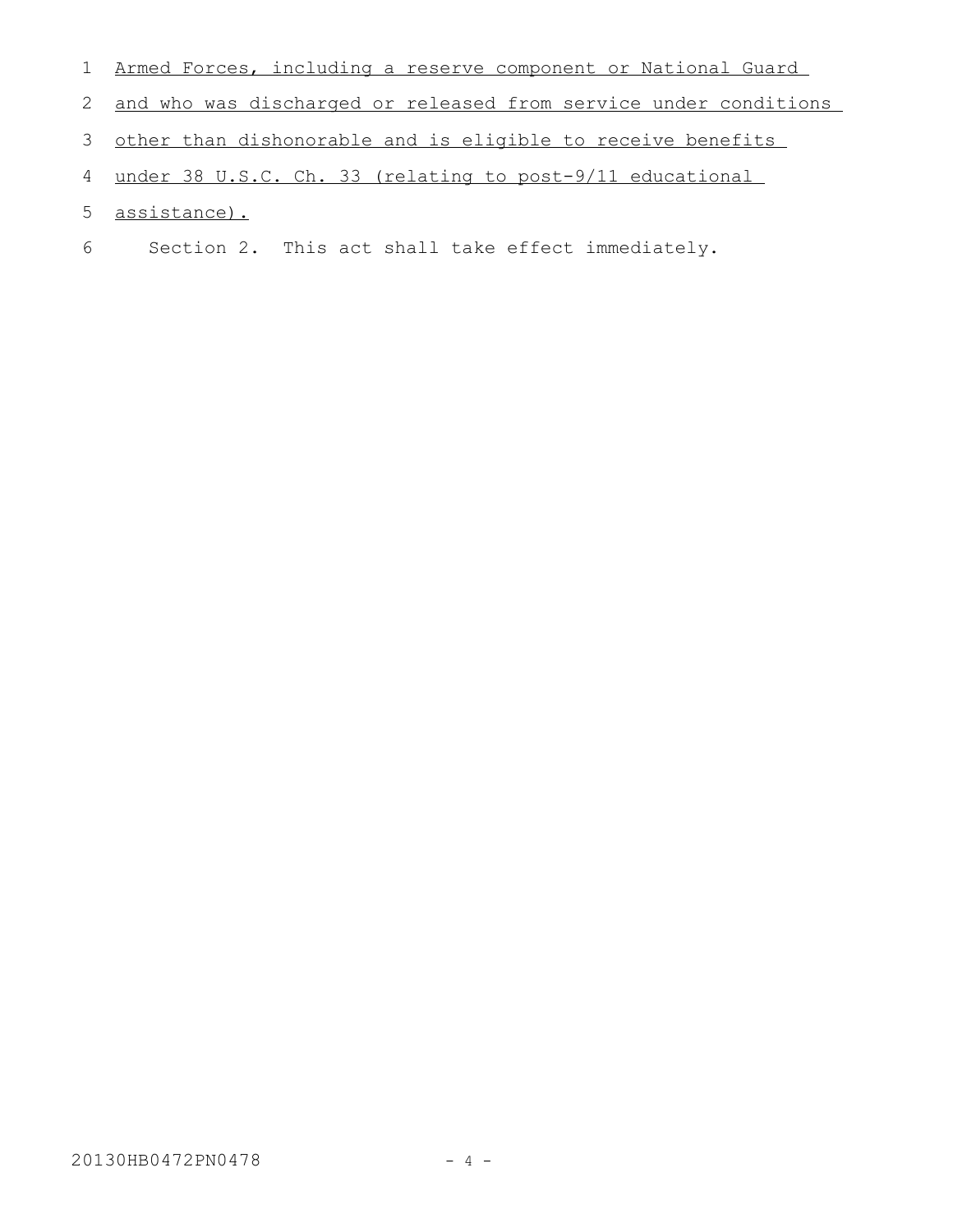Armed Forces, including a reserve component or National Guard and who was discharged or released from service under conditions other than dishonorable and is eligible to receive benefits under 38 U.S.C. Ch. 33 (relating to post-9/11 educational assistance).

Section 2. This act shall take effect immediately.